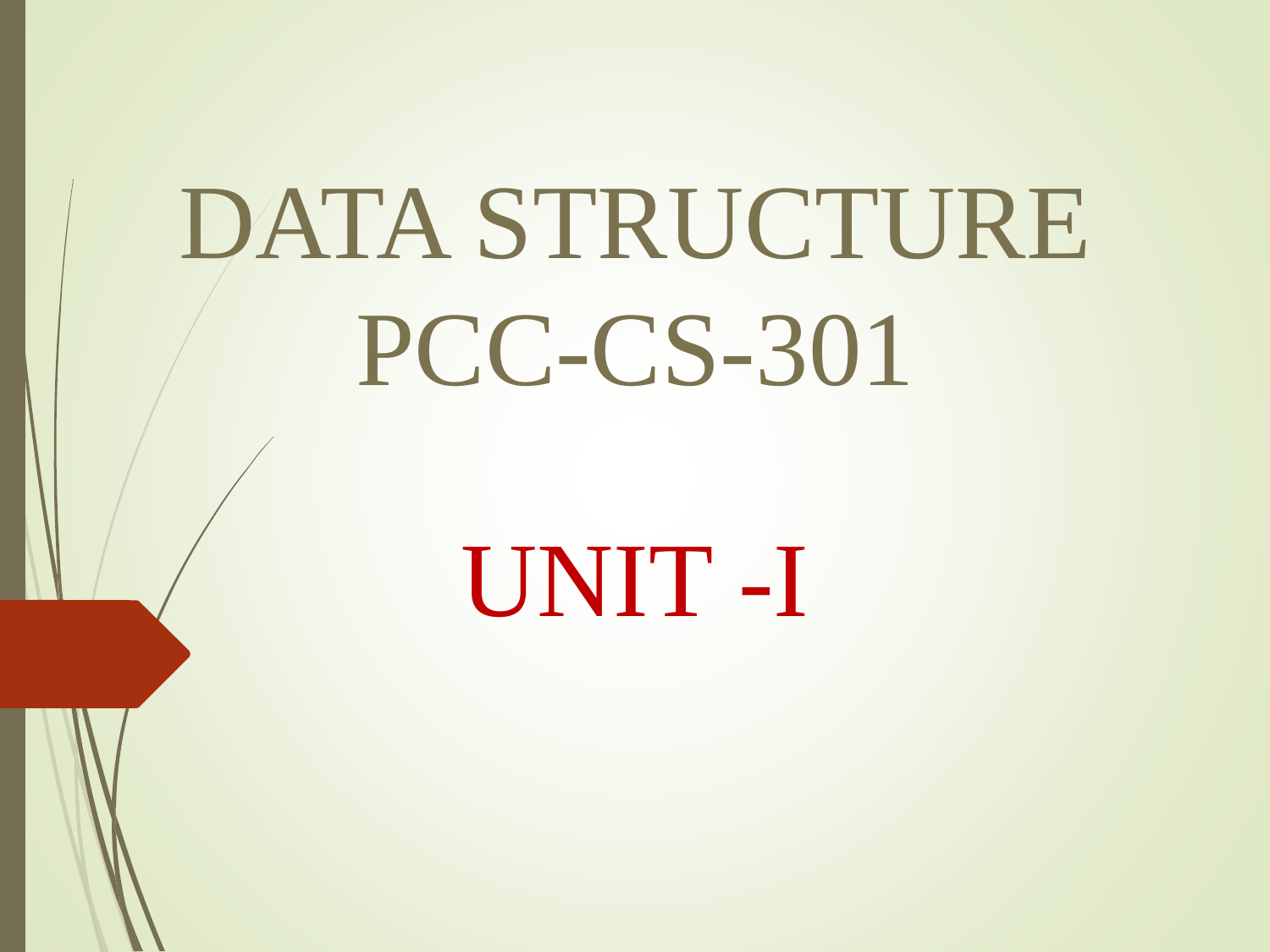# DATA STRUCTURE PCC-CS-301

## UNIT -I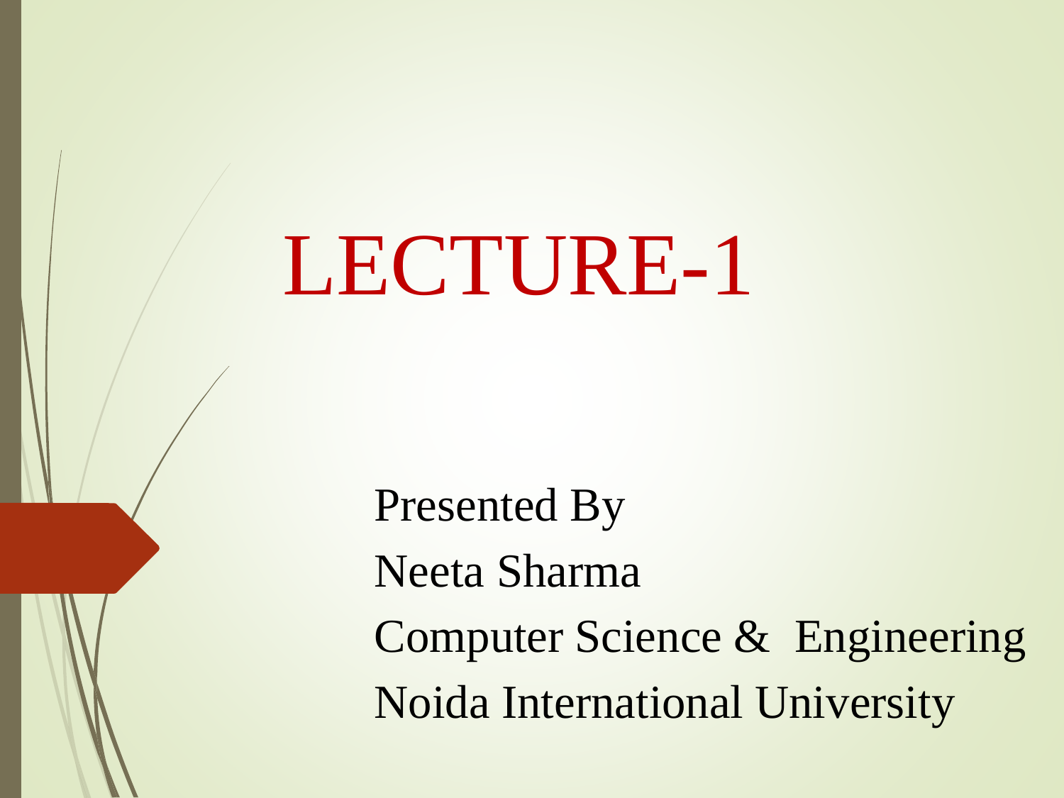# LECTURE-1

Presented By

Neeta Sharma

Computer Science & Engineering

Noida International University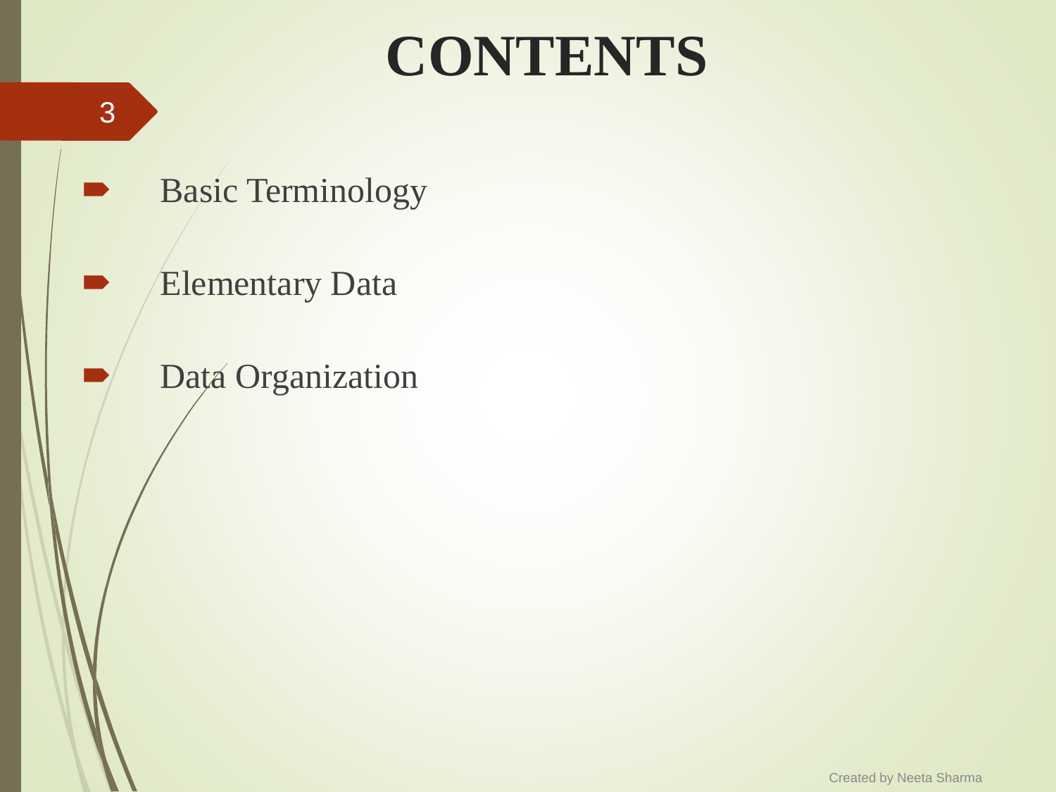# CONTENTS

- Basic Terminology
- Elementary Data
- Data Organization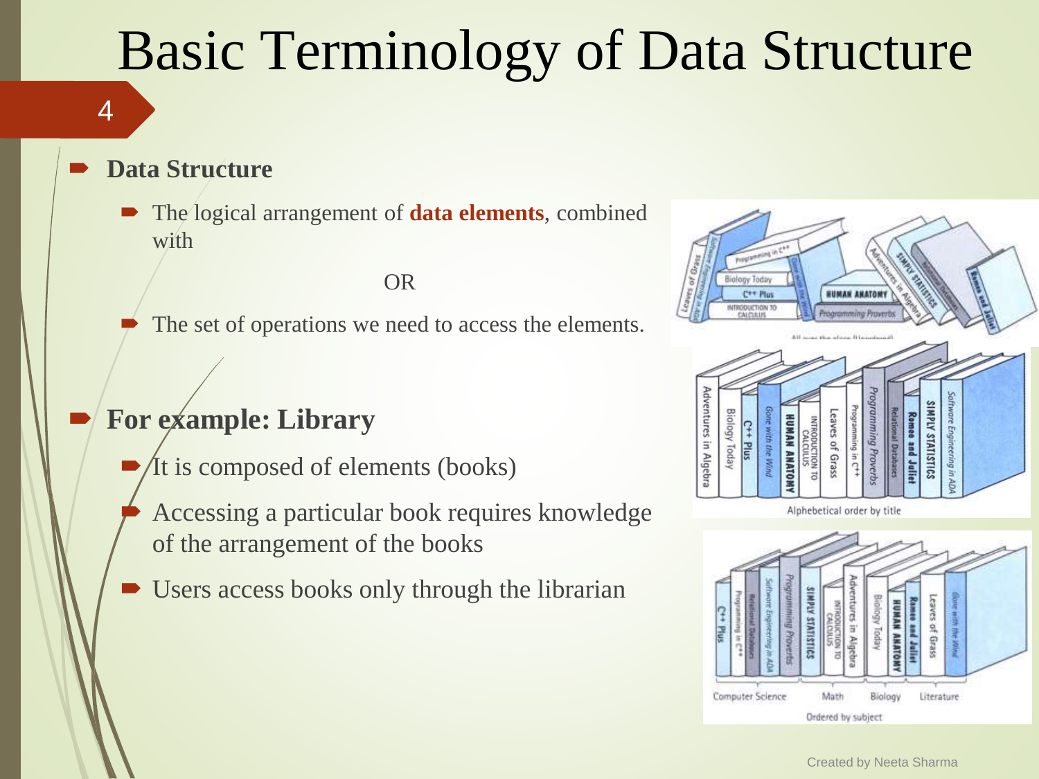# Basic Terminology of Data Structure

- **Data Structure**
  - The logical arrangement of **data elements**, combined with

    OR

  - The set of operations we need to access the elements.

- **For example: Library**
  - It is composed of elements (books)
  - Accessing a particular book requires knowledge of the arrangement of the books
  - Users access books only through the librarian

Created by Neeta Sharma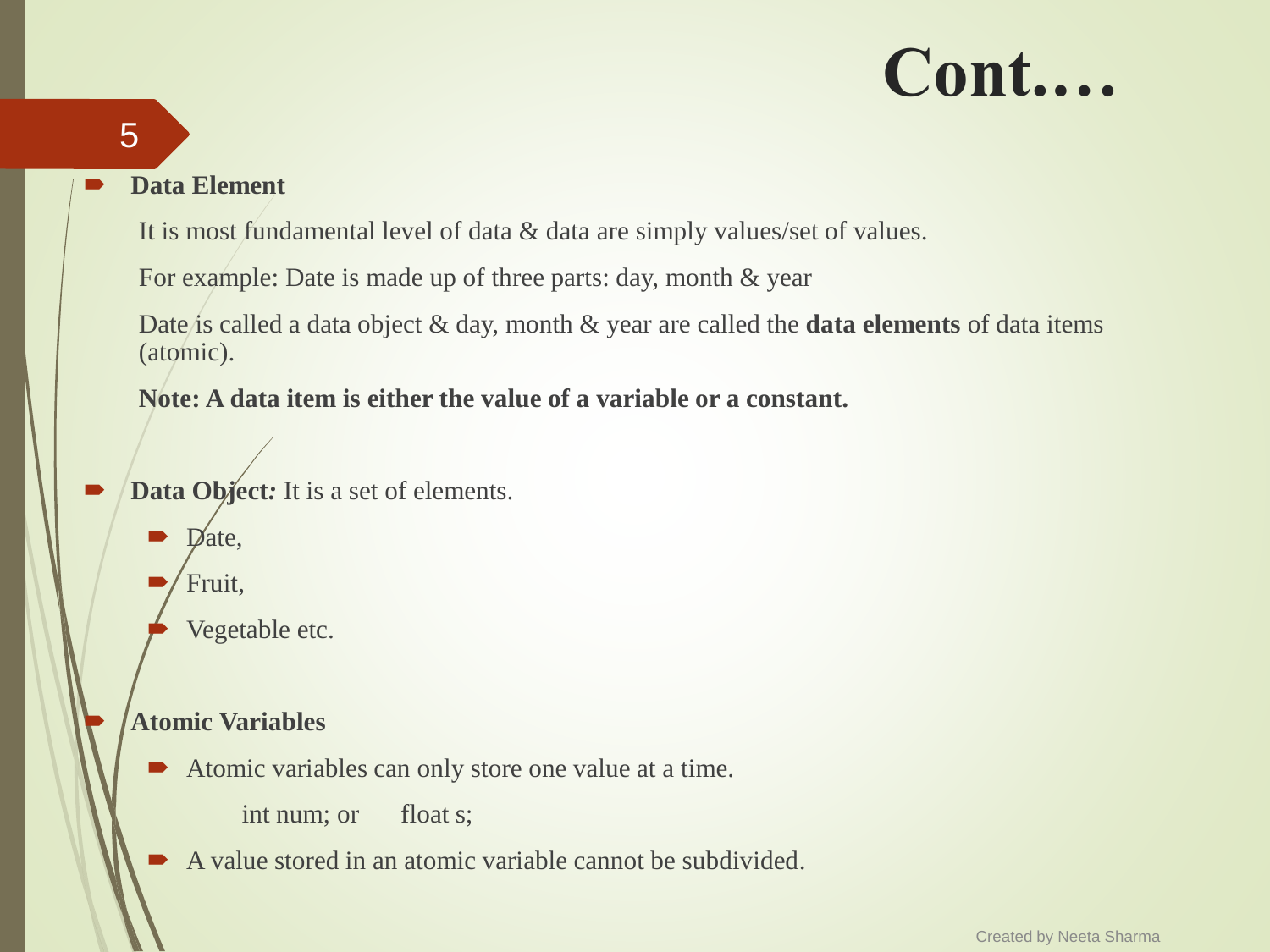# Cont.…

- **Data Element**

  It is most fundamental level of data & data are simply values/set of values.

  For example: Date is made up of three parts: day, month & year

  Date is called a data object & day, month & year are called the **data elements** of data items (atomic).

  **Note: A data item is either the value of a variable or a constant.**

- **Data Object:** It is a set of elements.
  - Date,
  - Fruit,
  - Vegetable etc.

- **Atomic Variables**
  - Atomic variables can only store one value at a time.

    int num; or float s;
  - A value stored in an atomic variable cannot be subdivided.

Created by Neeta Sharma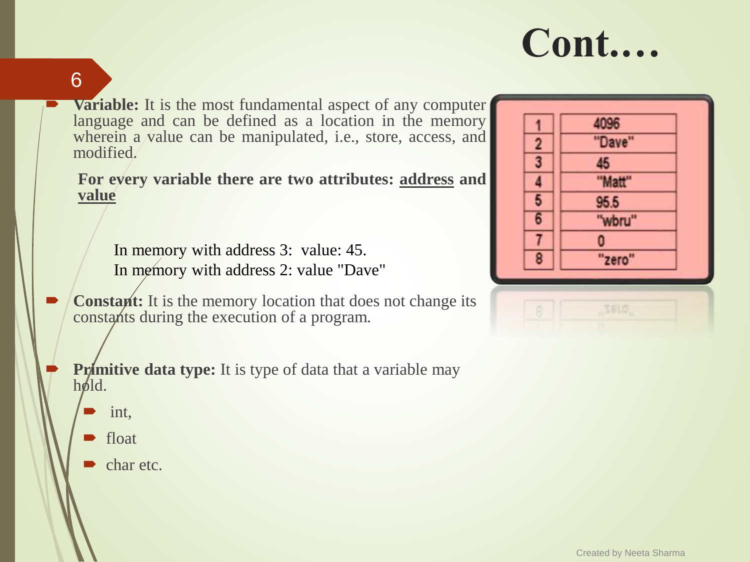# Cont….

- **Variable:** It is the most fundamental aspect of any computer language and can be defined as a location in the memory wherein a value can be manipulated, i.e., store, access, and modified.

  **For every variable there are two attributes: address and value**

  In memory with address 3: value: 45.
  In memory with address 2: value "Dave"

| Address | Value |
| --- | --- |
| 1 | 4096 |
| 2 | "Dave" |
| 3 | 45 |
| 4 | "Matt" |
| 5 | 95.5 |
| 6 | "wbru" |
| 7 | 0 |
| 8 | "zero" |

- **Constant:** It is the memory location that does not change its constants during the execution of a program.

- **Primitive data type:** It is type of data that a variable may hold.
  - int,
  - float
  - char etc.

Created by Neeta Sharma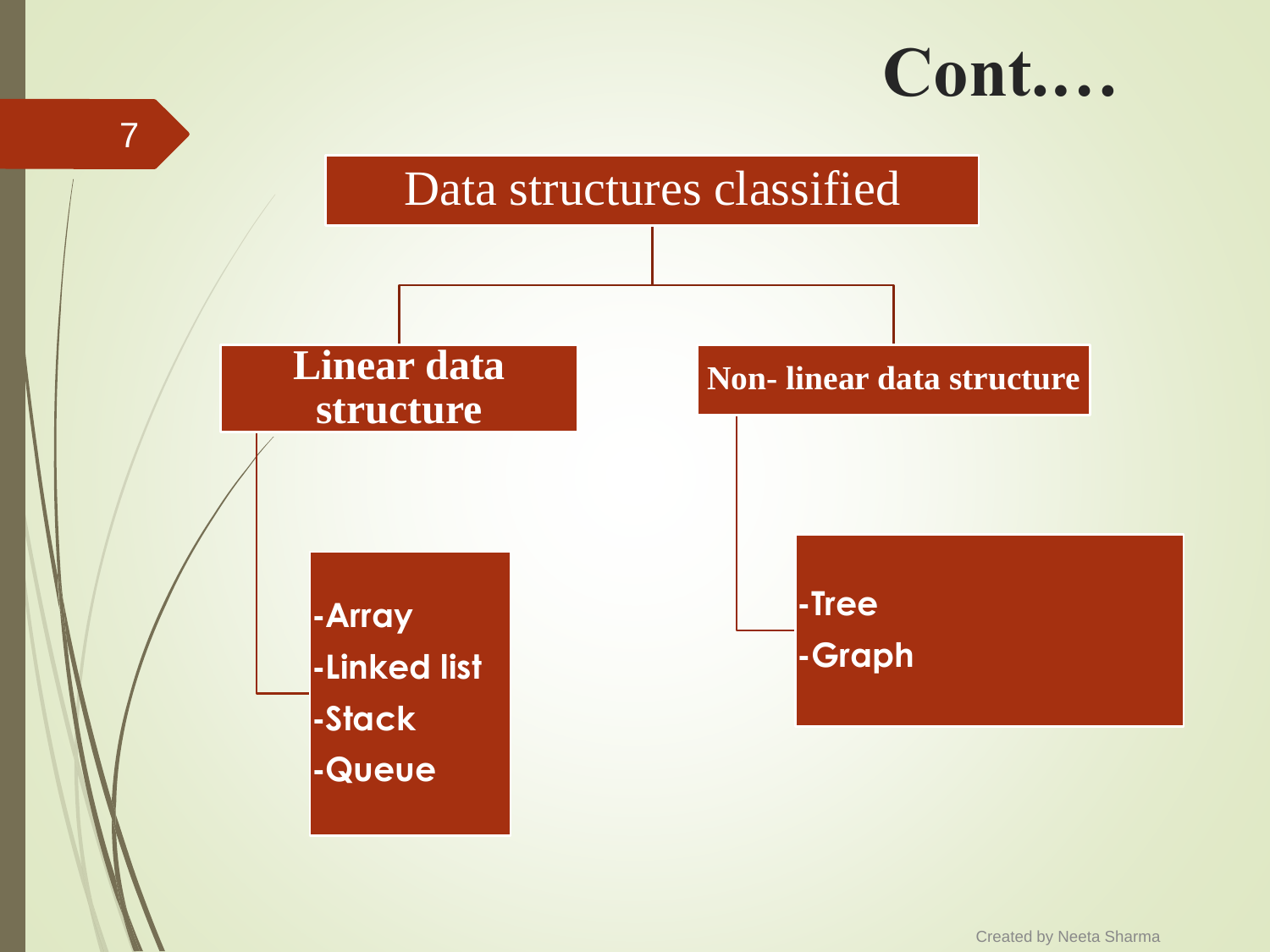# Cont….

**Data structures classified**

- **Linear data structure**
  - -Array
  - -Linked list
  - -Stack
  - -Queue
- **Non- linear data structure**
  - -Tree
  - -Graph

Created by Neeta Sharma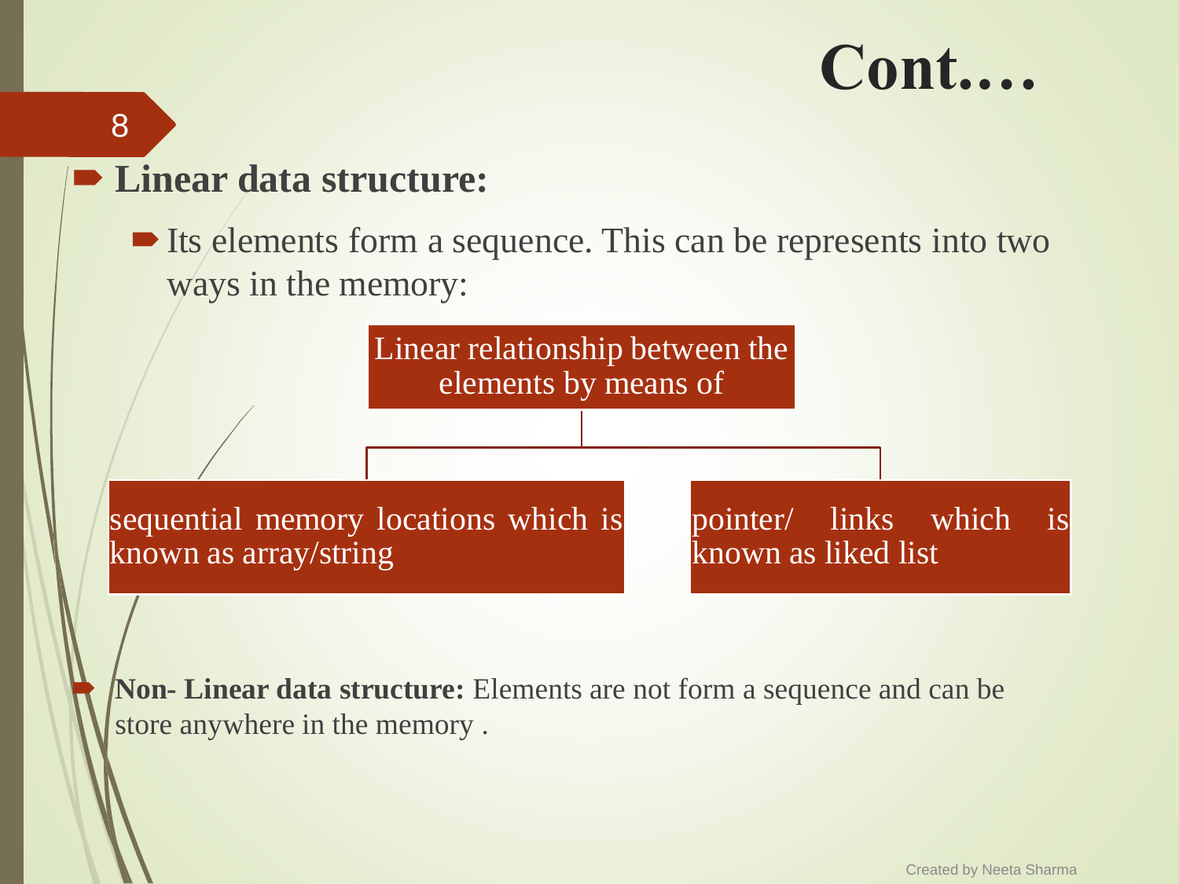# Cont….

- **Linear data structure:**
  - Its elements form a sequence. This can be represents into two ways in the memory:

Linear relationship between the elements by means of

- sequential memory locations which is known as array/string
- pointer/ links which is known as liked list

- **Non- Linear data structure:** Elements are not form a sequence and can be store anywhere in the memory .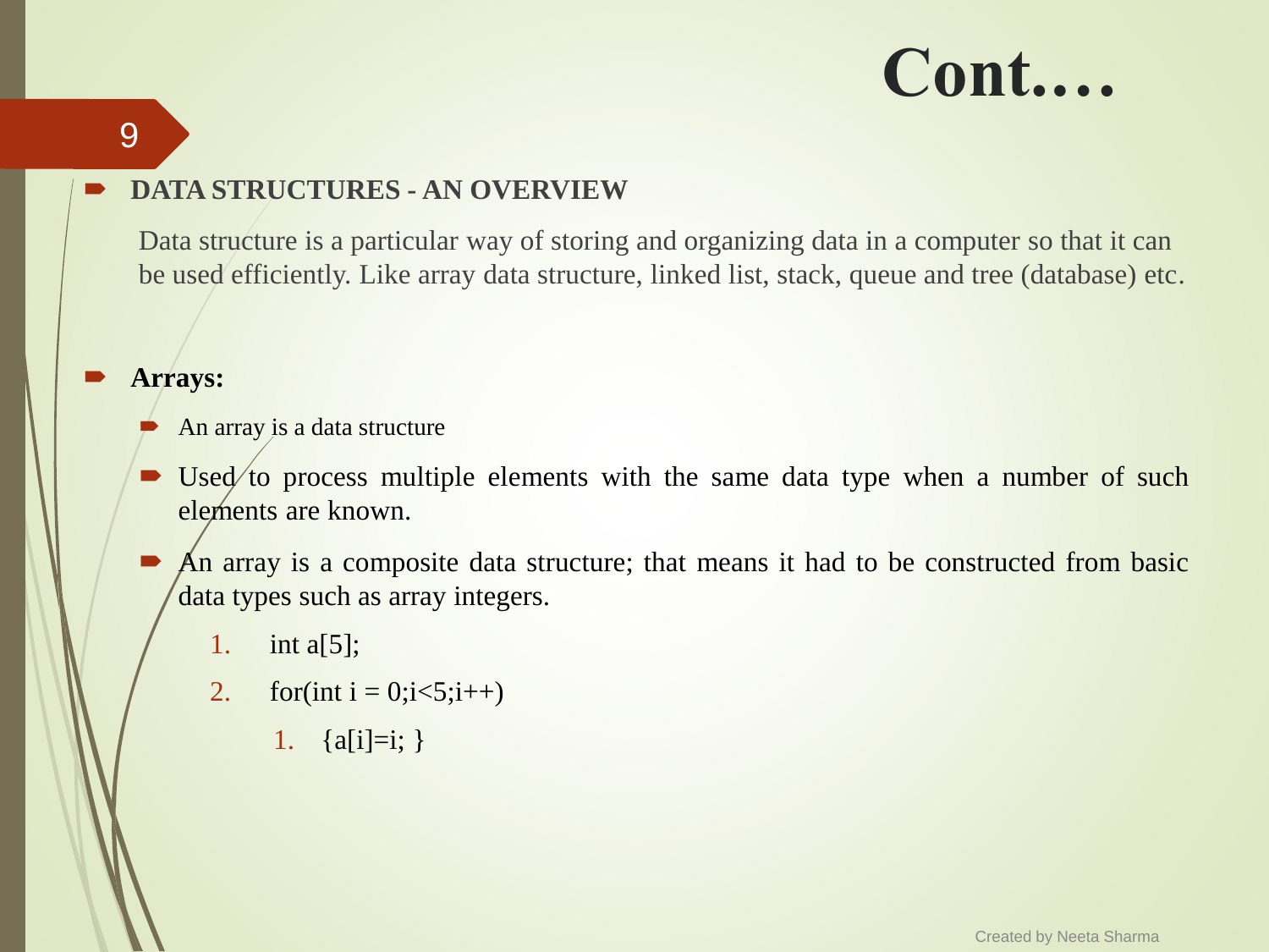# Cont.…

- **DATA STRUCTURES - AN OVERVIEW**

  Data structure is a particular way of storing and organizing data in a computer so that it can be used efficiently. Like array data structure, linked list, stack, queue and tree (database) etc.

- **Arrays:**
  - An array is a data structure
  - Used to process multiple elements with the same data type when a number of such elements are known.
  - An array is a composite data structure; that means it had to be constructed from basic data types such as array integers.
    1. int a[5];
    2. for(int i = 0;i<5;i++)
       1. {a[i]=i; }

Created by Neeta Sharma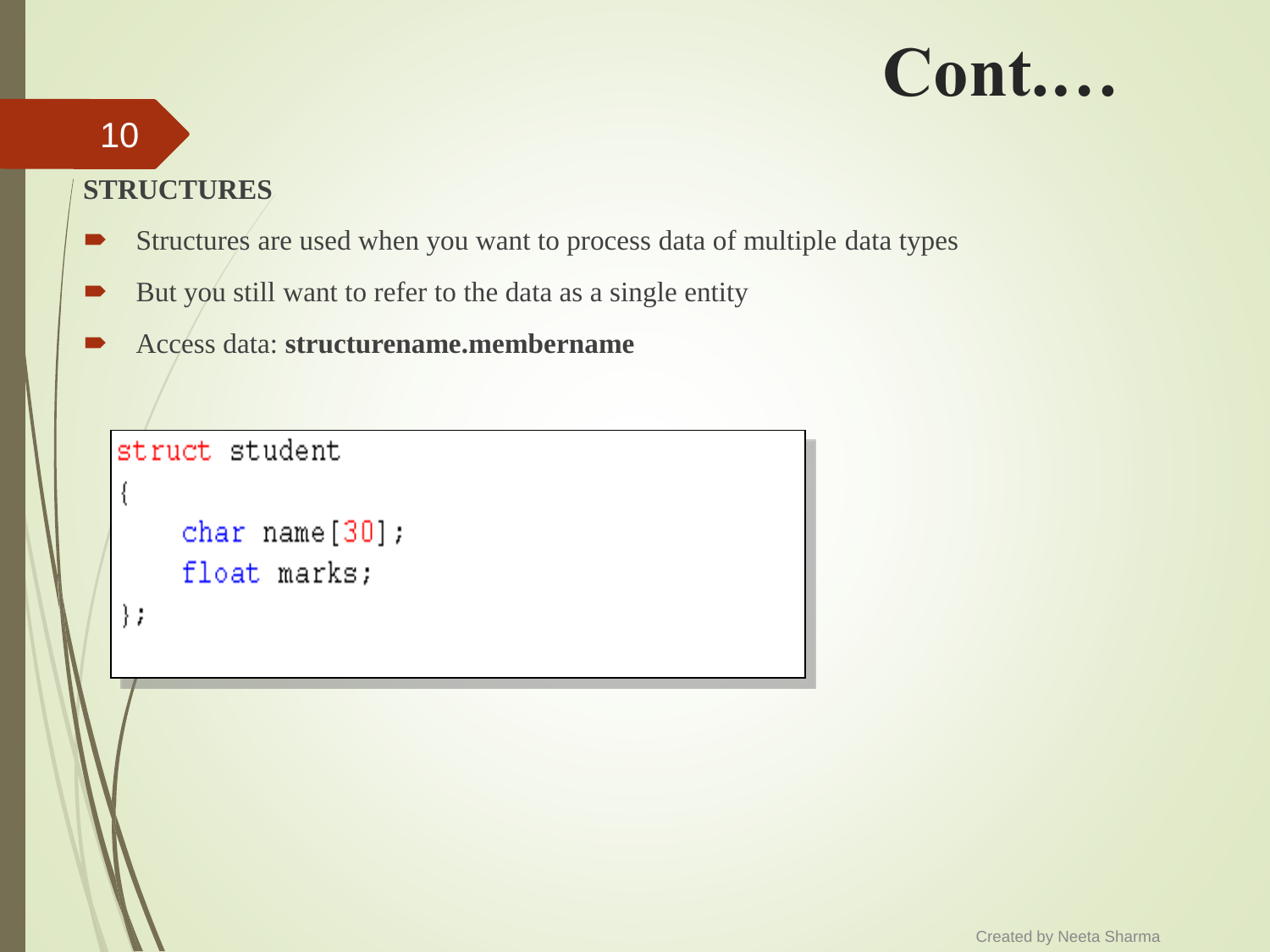# Cont….

**STRUCTURES**

- Structures are used when you want to process data of multiple data types
- But you still want to refer to the data as a single entity
- Access data: **structurename.membername**

```
struct student
{
    char name[30];
    float marks;
};
```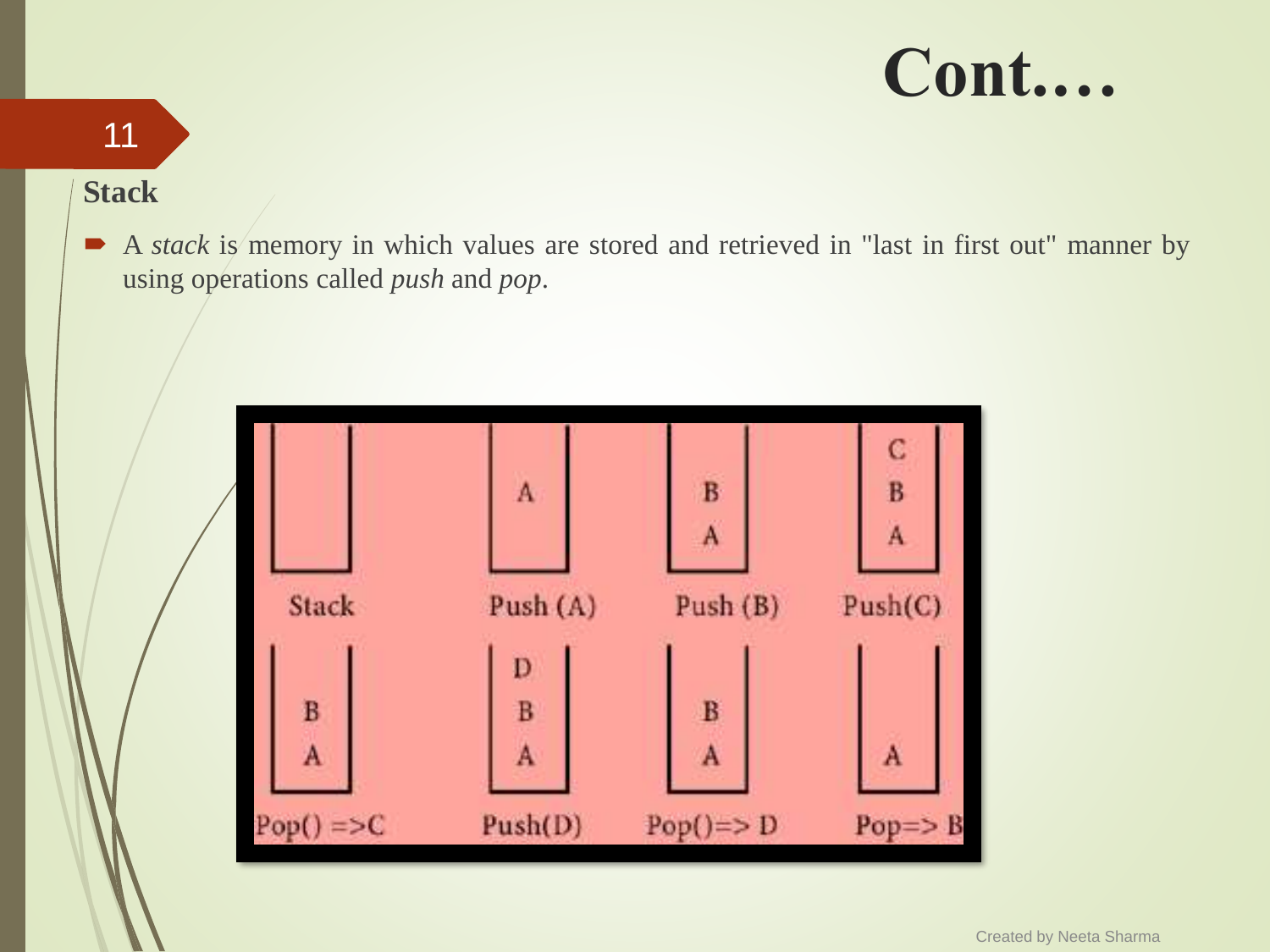# Cont….

## Stack

- A *stack* is memory in which values are stored and retrieved in "last in first out" manner by using operations called *push* and *pop*.

| Stack | Push (A) | Push (B) | Push(C) |
|---|---|---|---|
| (empty) | A | B, A | C, B, A |

| Pop() =>C | Push(D) | Pop()=> D | Pop=> B |
|---|---|---|---|
| B, A | D, B, A | B, A | A |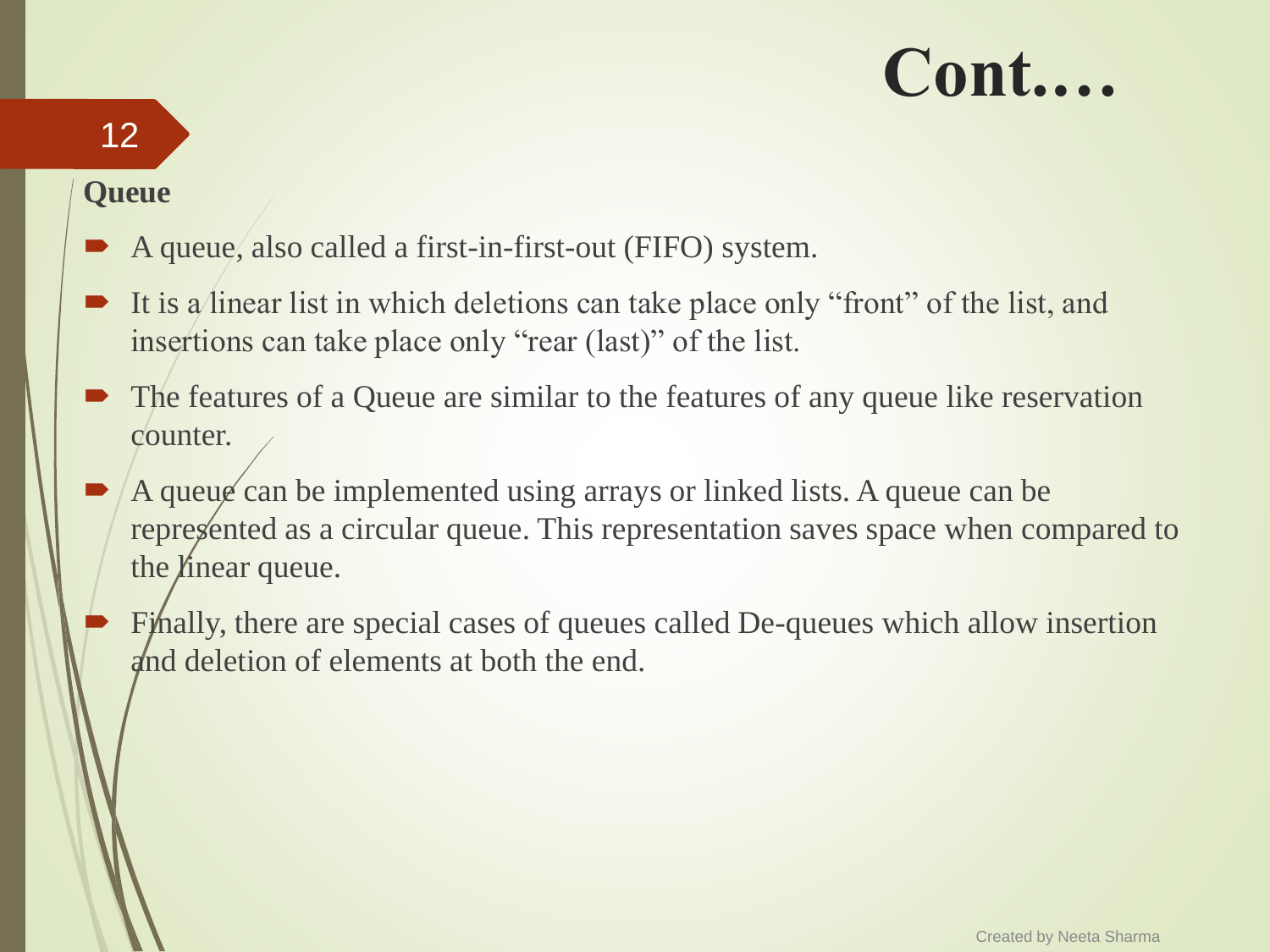# Cont.…

**Queue**

- A queue, also called a first-in-first-out (FIFO) system.
- It is a linear list in which deletions can take place only “front” of the list, and insertions can take place only “rear (last)” of the list.
- The features of a Queue are similar to the features of any queue like reservation counter.
- A queue can be implemented using arrays or linked lists. A queue can be represented as a circular queue. This representation saves space when compared to the linear queue.
- Finally, there are special cases of queues called De-queues which allow insertion and deletion of elements at both the end.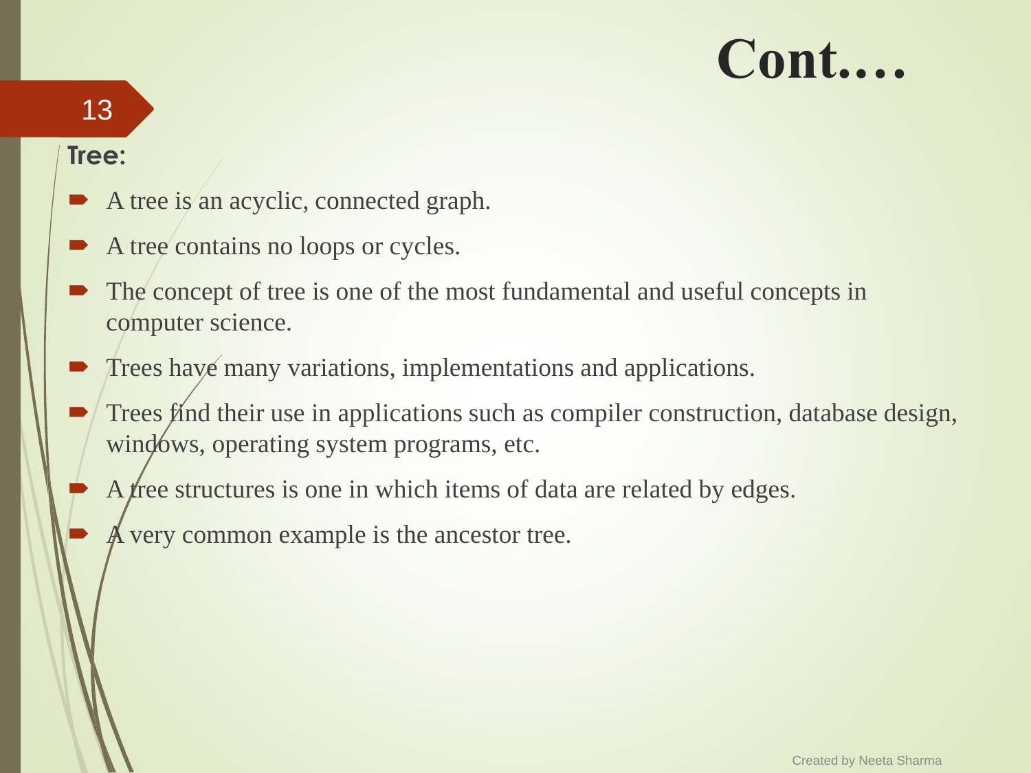# Cont….

**Tree:**

- A tree is an acyclic, connected graph.
- A tree contains no loops or cycles.
- The concept of tree is one of the most fundamental and useful concepts in computer science.
- Trees have many variations, implementations and applications.
- Trees find their use in applications such as compiler construction, database design, windows, operating system programs, etc.
- A tree structures is one in which items of data are related by edges.
- A very common example is the ancestor tree.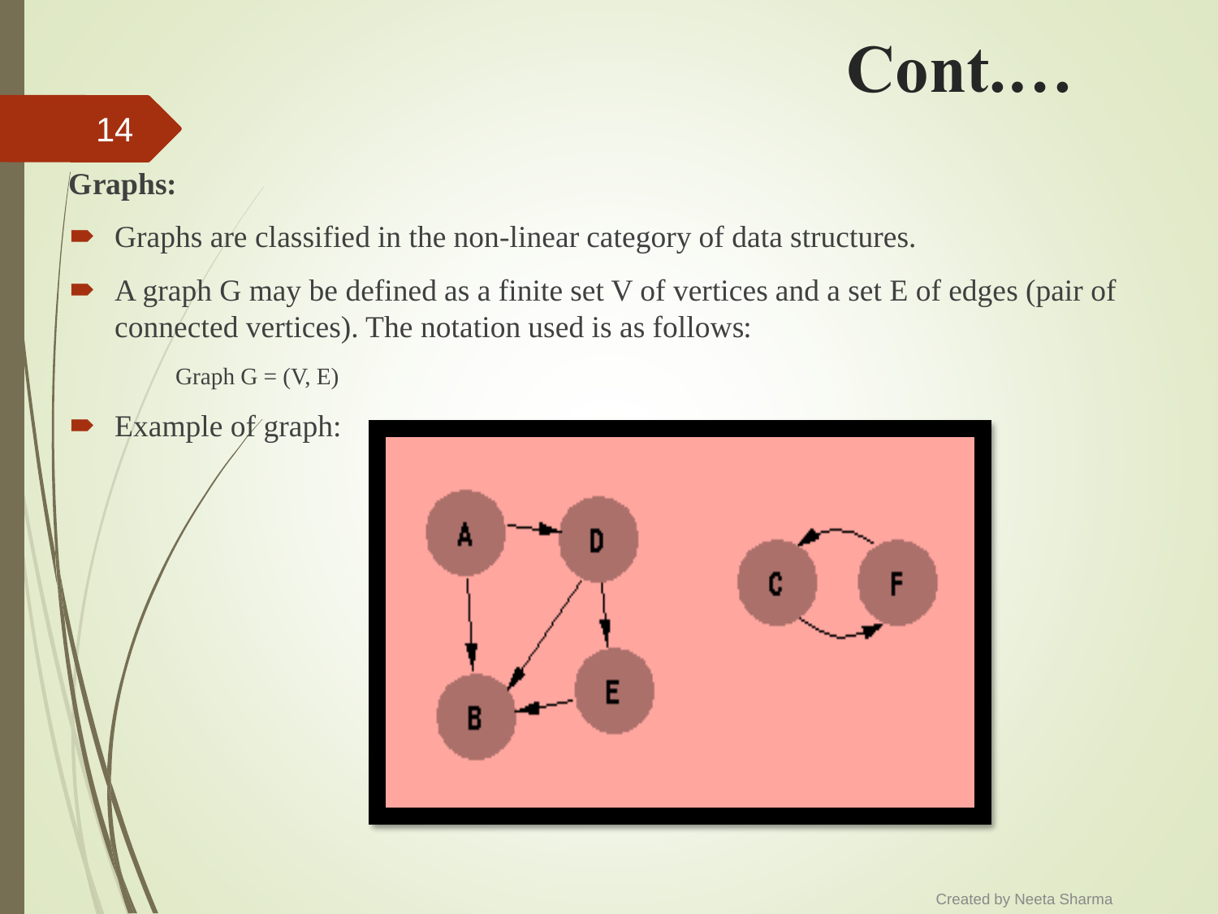# Cont….

**Graphs:**

- Graphs are classified in the non-linear category of data structures.
- A graph G may be defined as a finite set V of vertices and a set E of edges (pair of connected vertices). The notation used is as follows:

  Graph G = (V, E)

- Example of graph: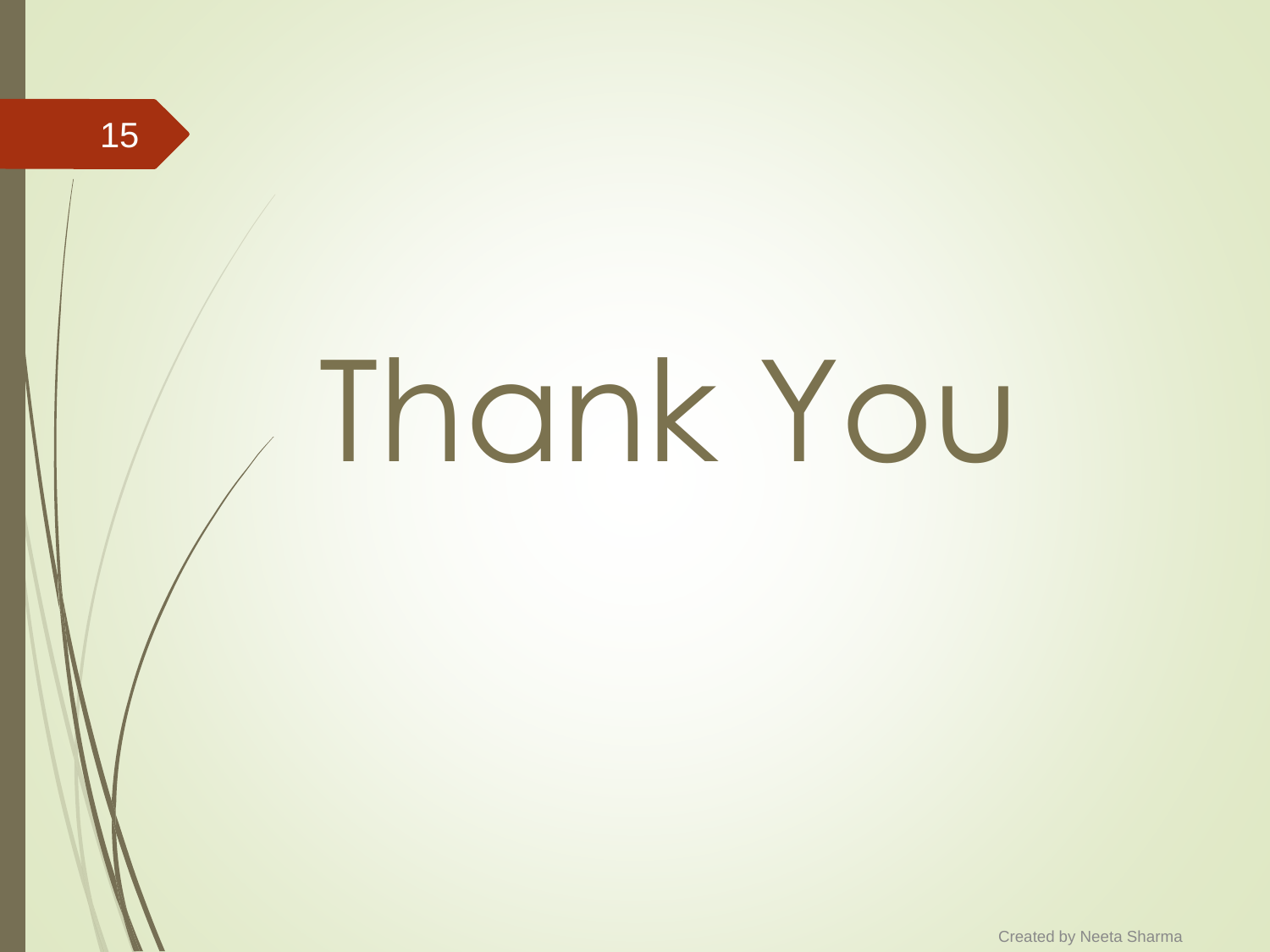# Thank You

Created by Neeta Sharma